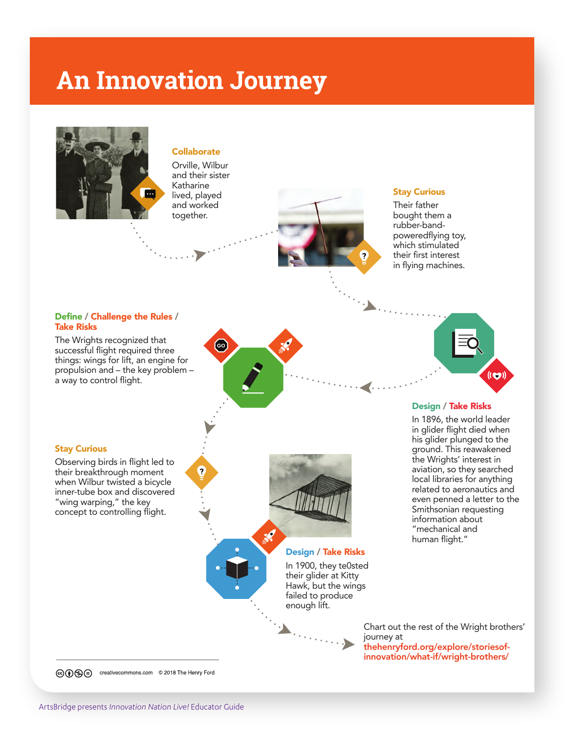# An Innovation Journey

### Collaborate

Orville, Wilbur and their sister Katharine lived, played and worked together.

### Stay Curious

Their father bought them a rubber-band-poweredflying toy, which stimulated their first interest in flying machines.

### Design / Take Risks

In 1896, the world leader in glider flight died when his glider plunged to the ground. This reawakened the Wrights' interest in aviation, so they searched local libraries for anything related to aeronautics and even penned a letter to the Smithsonian requesting information about "mechanical and human flight."

### Define / Challenge the Rules / Take Risks

The Wrights recognized that successful flight required three things: wings for lift, an engine for propulsion and – the key problem – a way to control flight.

### Stay Curious

Observing birds in flight led to their breakthrough moment when Wilbur twisted a bicycle inner-tube box and discovered "wing warping," the key concept to controlling flight.

### Design / Take Risks

In 1900, they te0sted their glider at Kitty Hawk, but the wings failed to produce enough lift.

Chart out the rest of the Wright brothers' journey at thehenryford.org/explore/storiesof-innovation/what-if/wright-brothers/

creativecommons.com © 2018 The Henry Ford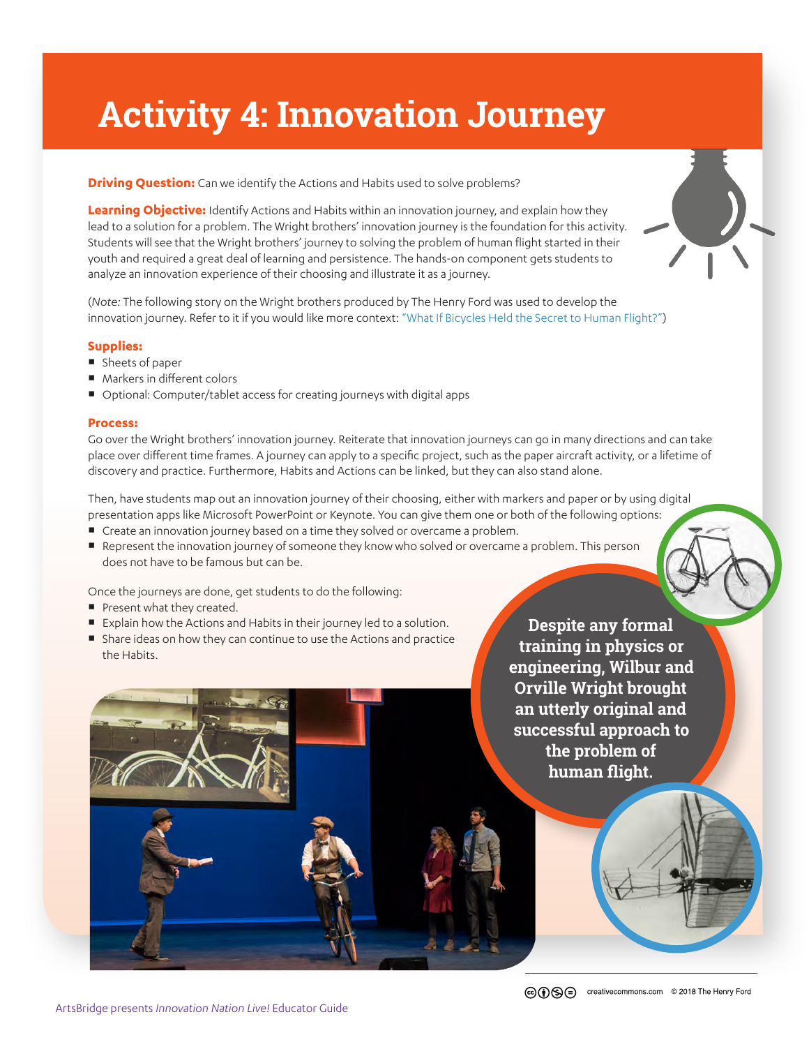# Activity 4: Innovation Journey

**Driving Question:** Can we identify the Actions and Habits used to solve problems?

**Learning Objective:** Identify Actions and Habits within an innovation journey, and explain how they lead to a solution for a problem. The Wright brothers' innovation journey is the foundation for this activity. Students will see that the Wright brothers' journey to solving the problem of human flight started in their youth and required a great deal of learning and persistence. The hands-on component gets students to analyze an innovation experience of their choosing and illustrate it as a journey.

(*Note:* The following story on the Wright brothers produced by The Henry Ford was used to develop the innovation journey. Refer to it if you would like more context: "What If Bicycles Held the Secret to Human Flight?")

**Supplies:**

- Sheets of paper
- Markers in different colors
- Optional: Computer/tablet access for creating journeys with digital apps

**Process:**

Go over the Wright brothers' innovation journey. Reiterate that innovation journeys can go in many directions and can take place over different time frames. A journey can apply to a specific project, such as the paper aircraft activity, or a lifetime of discovery and practice. Furthermore, Habits and Actions can be linked, but they can also stand alone.

Then, have students map out an innovation journey of their choosing, either with markers and paper or by using digital presentation apps like Microsoft PowerPoint or Keynote. You can give them one or both of the following options:

- Create an innovation journey based on a time they solved or overcame a problem.
- Represent the innovation journey of someone they know who solved or overcame a problem. This person does not have to be famous but can be.

Once the journeys are done, get students to do the following:

- Present what they created.
- Explain how the Actions and Habits in their journey led to a solution.
- Share ideas on how they can continue to use the Actions and practice the Habits.

**Despite any formal training in physics or engineering, Wilbur and Orville Wright brought an utterly original and successful approach to the problem of human flight.**

creativecommons.com © 2018 The Henry Ford